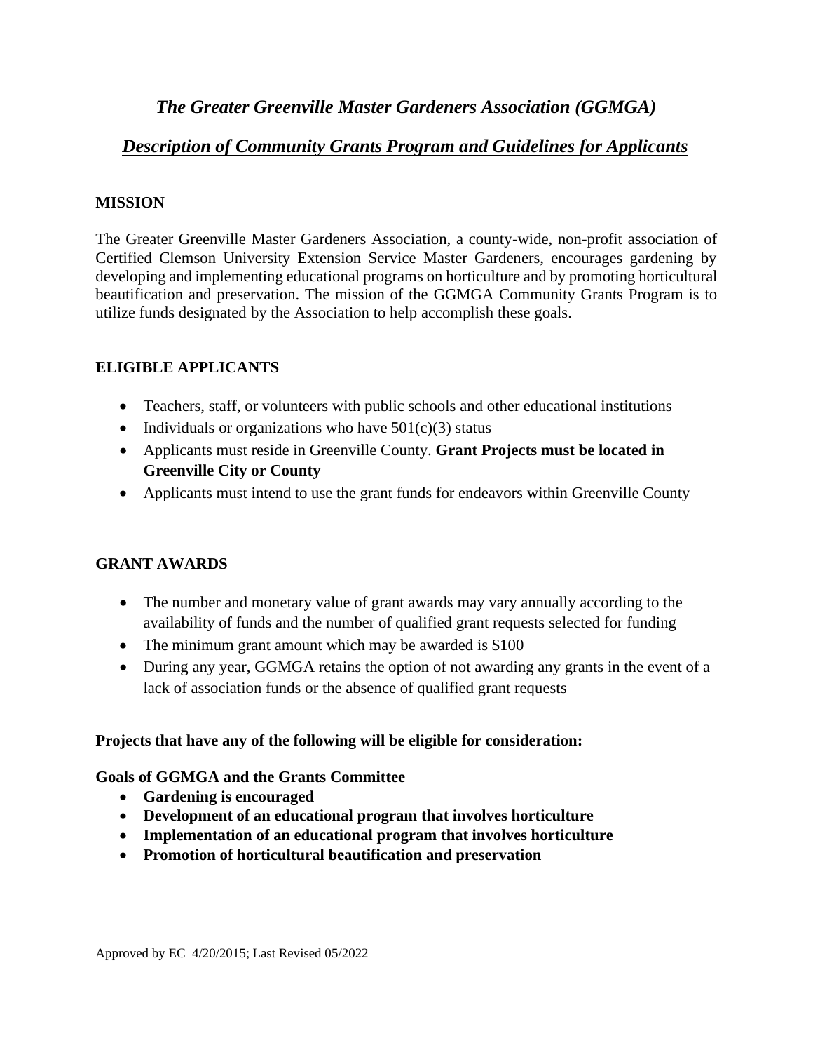# *The Greater Greenville Master Gardeners Association (GGMGA)*

## ***Description of Community Grants Program and Guidelines for Applicants***

### MISSION

The Greater Greenville Master Gardeners Association, a county-wide, non-profit association of Certified Clemson University Extension Service Master Gardeners, encourages gardening by developing and implementing educational programs on horticulture and by promoting horticultural beautification and preservation. The mission of the GGMGA Community Grants Program is to utilize funds designated by the Association to help accomplish these goals.

### ELIGIBLE APPLICANTS

- Teachers, staff, or volunteers with public schools and other educational institutions
- Individuals or organizations who have 501(c)(3) status
- Applicants must reside in Greenville County. **Grant Projects must be located in Greenville City or County**
- Applicants must intend to use the grant funds for endeavors within Greenville County

### GRANT AWARDS

- The number and monetary value of grant awards may vary annually according to the availability of funds and the number of qualified grant requests selected for funding
- The minimum grant amount which may be awarded is $100
- During any year, GGMGA retains the option of not awarding any grants in the event of a lack of association funds or the absence of qualified grant requests

**Projects that have any of the following will be eligible for consideration:**

**Goals of GGMGA and the Grants Committee**

- **Gardening is encouraged**
- **Development of an educational program that involves horticulture**
- **Implementation of an educational program that involves horticulture**
- **Promotion of horticultural beautification and preservation**

Approved by EC 4/20/2015; Last Revised 05/2022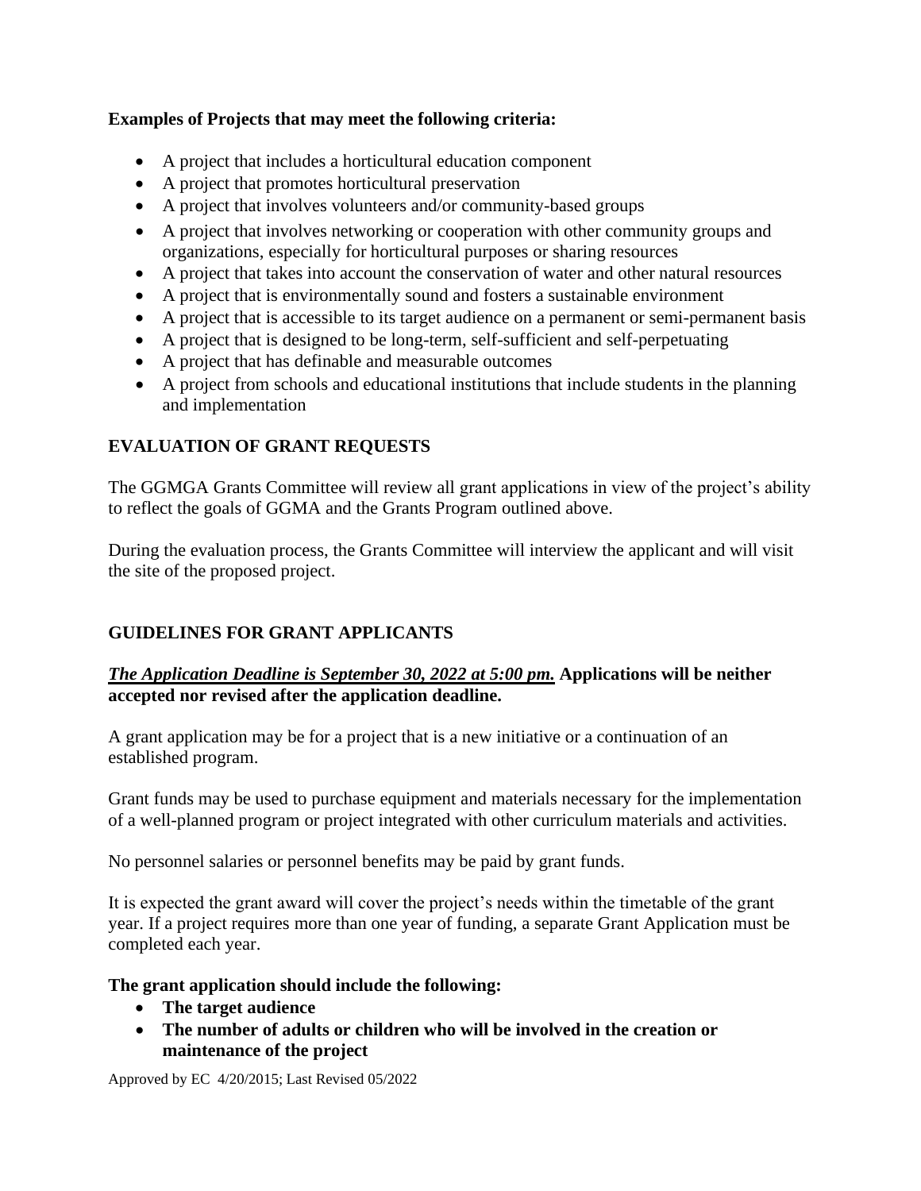**Examples of Projects that may meet the following criteria:**

- A project that includes a horticultural education component
- A project that promotes horticultural preservation
- A project that involves volunteers and/or community-based groups
- A project that involves networking or cooperation with other community groups and organizations, especially for horticultural purposes or sharing resources
- A project that takes into account the conservation of water and other natural resources
- A project that is environmentally sound and fosters a sustainable environment
- A project that is accessible to its target audience on a permanent or semi-permanent basis
- A project that is designed to be long-term, self-sufficient and self-perpetuating
- A project that has definable and measurable outcomes
- A project from schools and educational institutions that include students in the planning and implementation

## EVALUATION OF GRANT REQUESTS

The GGMGA Grants Committee will review all grant applications in view of the project's ability to reflect the goals of GGMA and the Grants Program outlined above.

During the evaluation process, the Grants Committee will interview the applicant and will visit the site of the proposed project.

## GUIDELINES FOR GRANT APPLICANTS

***The Application Deadline is September 30, 2022 at 5:00 pm.*** **Applications will be neither accepted nor revised after the application deadline.**

A grant application may be for a project that is a new initiative or a continuation of an established program.

Grant funds may be used to purchase equipment and materials necessary for the implementation of a well-planned program or project integrated with other curriculum materials and activities.

No personnel salaries or personnel benefits may be paid by grant funds.

It is expected the grant award will cover the project's needs within the timetable of the grant year. If a project requires more than one year of funding, a separate Grant Application must be completed each year.

**The grant application should include the following:**

- **The target audience**
- **The number of adults or children who will be involved in the creation or maintenance of the project**

Approved by EC 4/20/2015; Last Revised 05/2022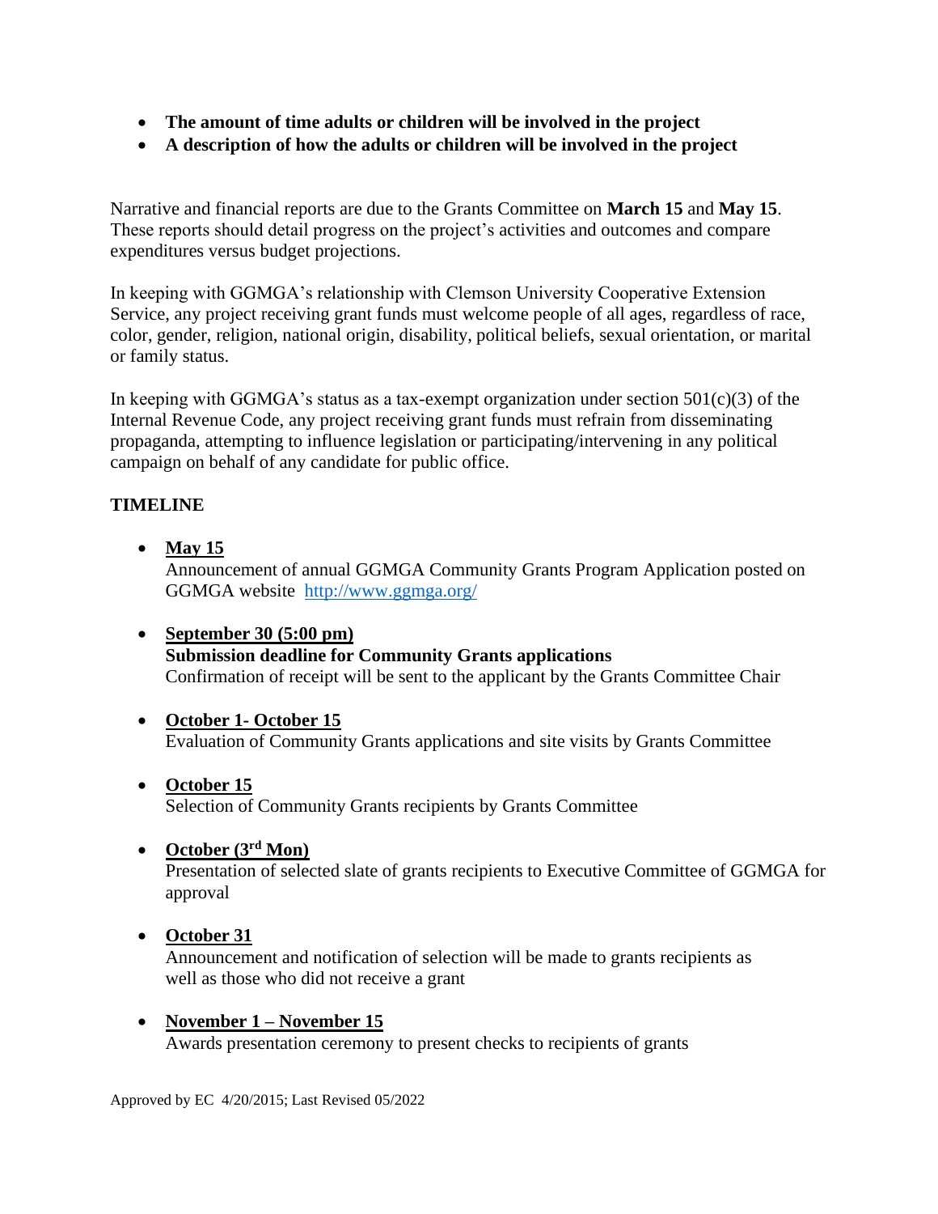- **The amount of time adults or children will be involved in the project**
- **A description of how the adults or children will be involved in the project**

Narrative and financial reports are due to the Grants Committee on **March 15** and **May 15**. These reports should detail progress on the project's activities and outcomes and compare expenditures versus budget projections.

In keeping with GGMGA's relationship with Clemson University Cooperative Extension Service, any project receiving grant funds must welcome people of all ages, regardless of race, color, gender, religion, national origin, disability, political beliefs, sexual orientation, or marital or family status.

In keeping with GGMGA's status as a tax-exempt organization under section 501(c)(3) of the Internal Revenue Code, any project receiving grant funds must refrain from disseminating propaganda, attempting to influence legislation or participating/intervening in any political campaign on behalf of any candidate for public office.

**TIMELINE**

- **May 15**
  Announcement of annual GGMGA Community Grants Program Application posted on GGMGA website [http://www.ggmga.org/](http://www.ggmga.org/)

- **September 30 (5:00 pm)**
  **Submission deadline for Community Grants applications**
  Confirmation of receipt will be sent to the applicant by the Grants Committee Chair

- **October 1- October 15**
  Evaluation of Community Grants applications and site visits by Grants Committee

- **October 15**
  Selection of Community Grants recipients by Grants Committee

- **October (3rd Mon)**
  Presentation of selected slate of grants recipients to Executive Committee of GGMGA for approval

- **October 31**
  Announcement and notification of selection will be made to grants recipients as well as those who did not receive a grant

- **November 1 – November 15**
  Awards presentation ceremony to present checks to recipients of grants

Approved by EC 4/20/2015; Last Revised 05/2022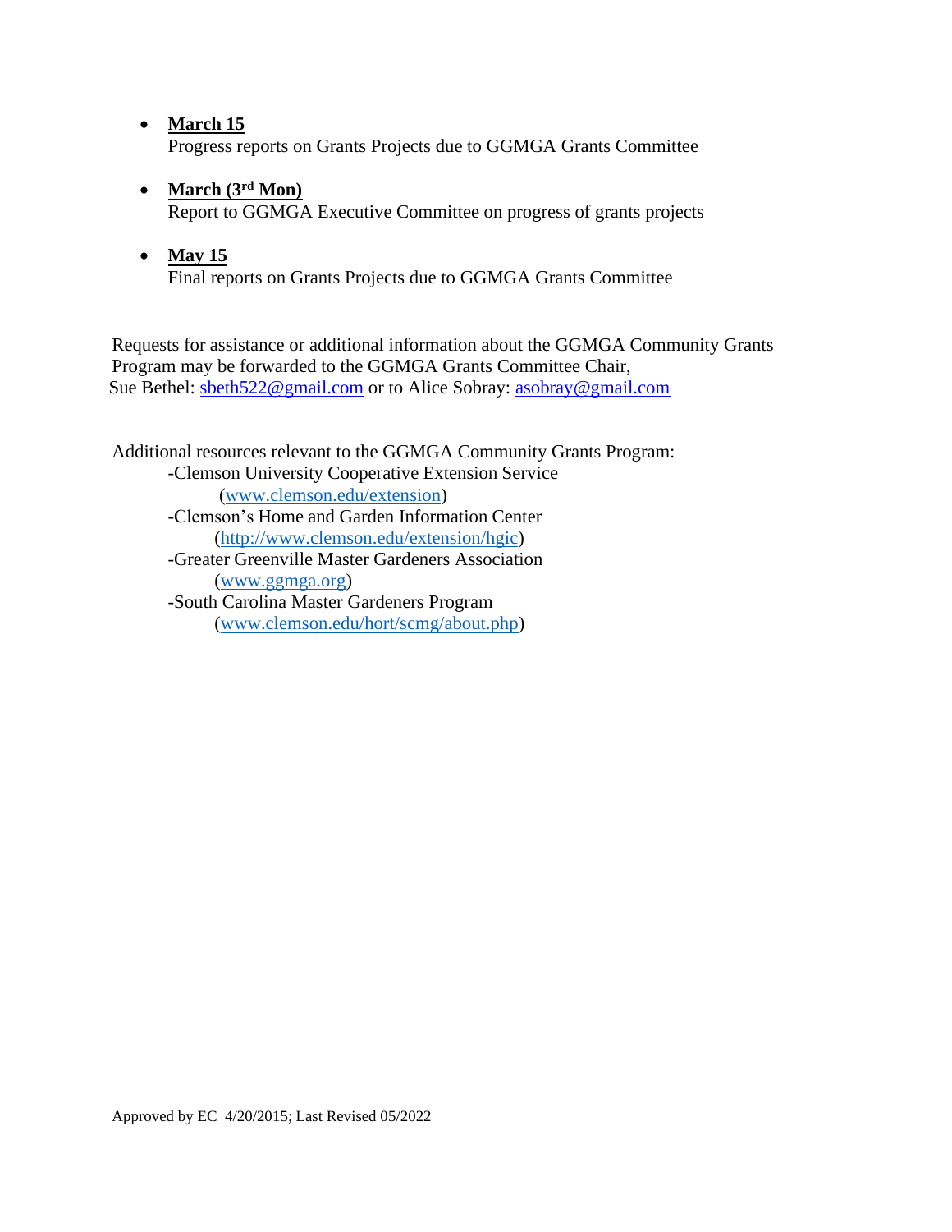- **March 15**
  Progress reports on Grants Projects due to GGMGA Grants Committee

- **March (3rd Mon)**
  Report to GGMGA Executive Committee on progress of grants projects

- **May 15**
  Final reports on Grants Projects due to GGMGA Grants Committee

Requests for assistance or additional information about the GGMGA Community Grants Program may be forwarded to the GGMGA Grants Committee Chair, Sue Bethel: sbeth522@gmail.com or to Alice Sobray: asobray@gmail.com

Additional resources relevant to the GGMGA Community Grants Program:

-Clemson University Cooperative Extension Service
(www.clemson.edu/extension)

-Clemson's Home and Garden Information Center
(http://www.clemson.edu/extension/hgic)

-Greater Greenville Master Gardeners Association
(www.ggmga.org)

-South Carolina Master Gardeners Program
(www.clemson.edu/hort/scmg/about.php)

Approved by EC 4/20/2015; Last Revised 05/2022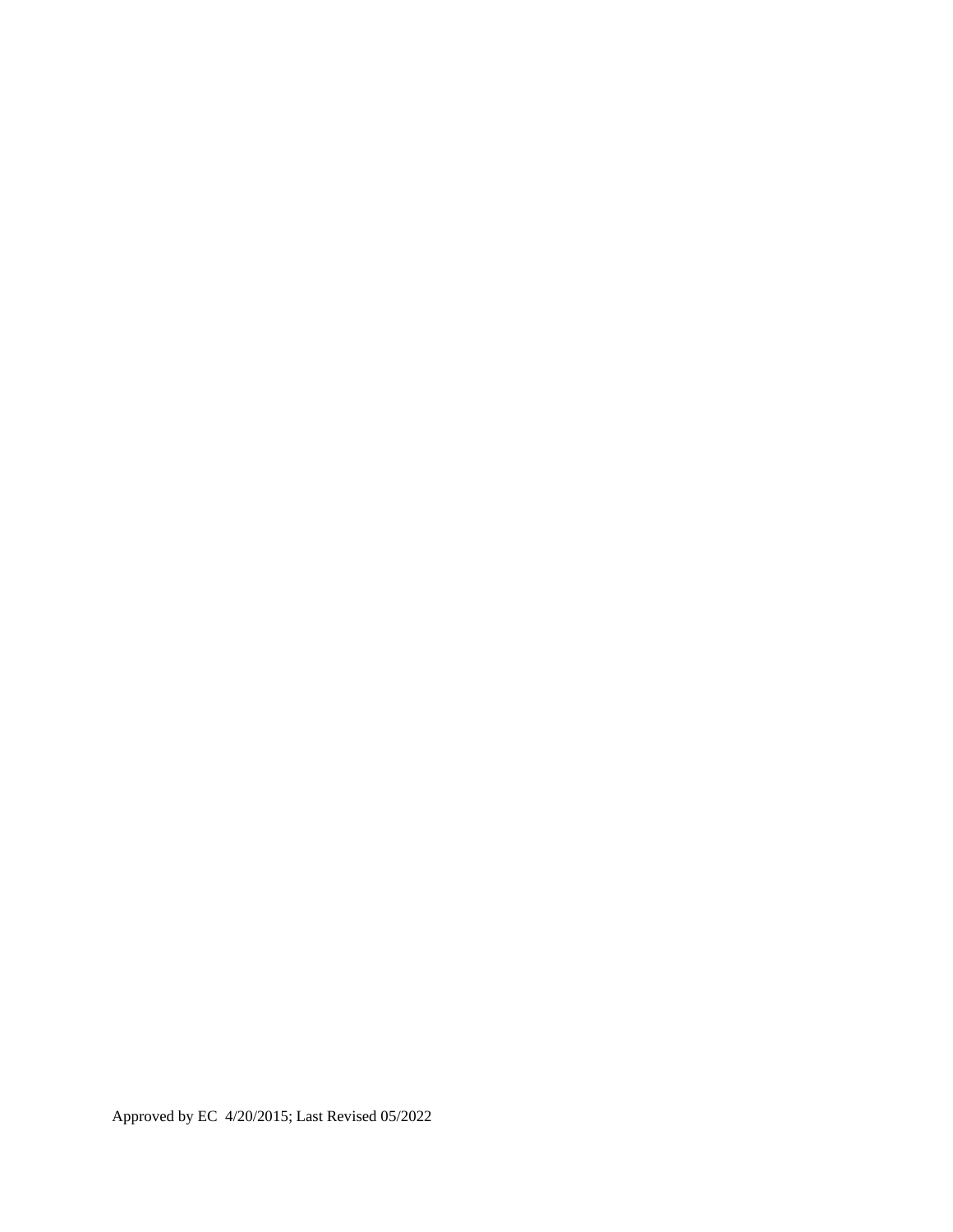Approved by EC 4/20/2015; Last Revised 05/2022